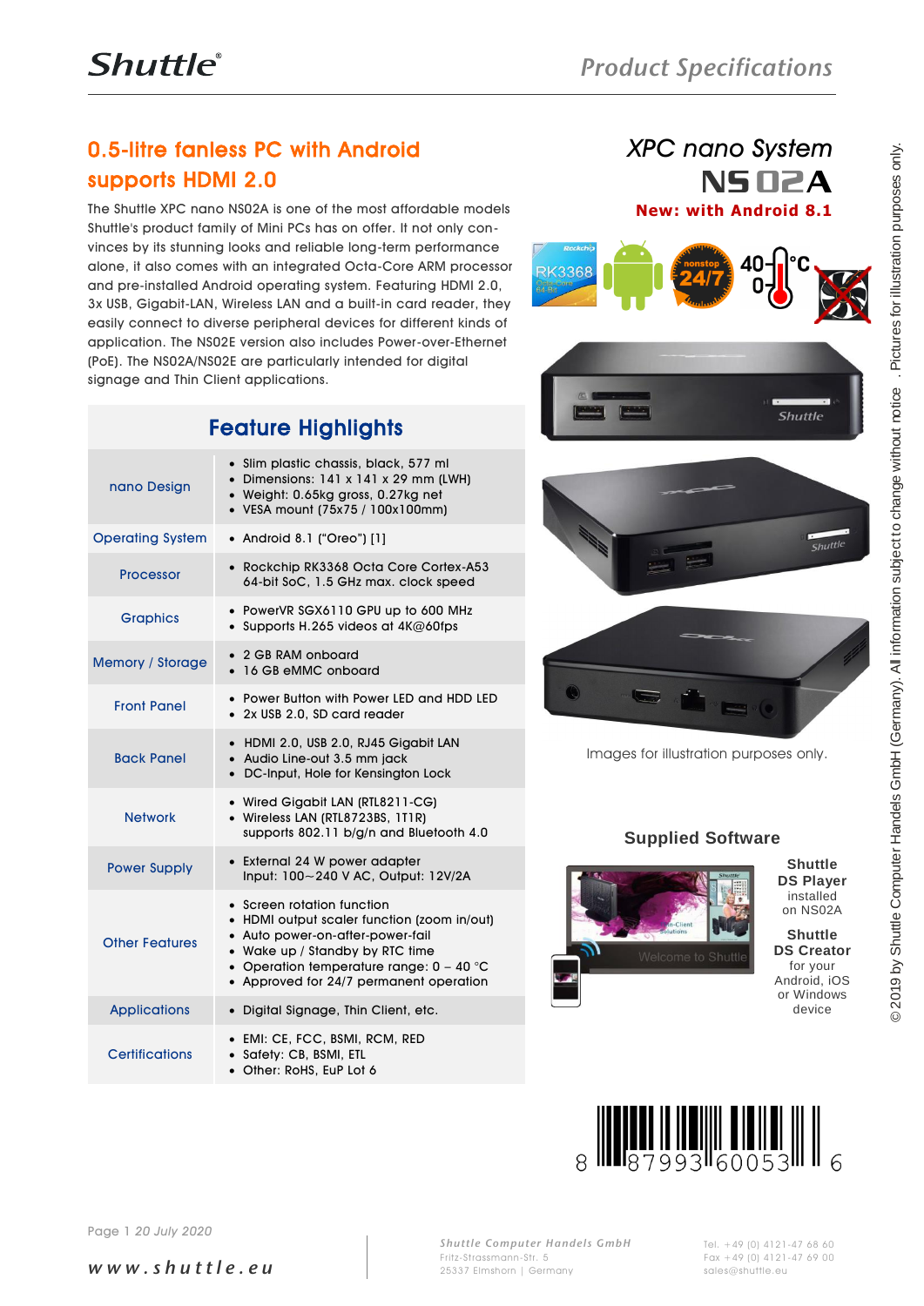# XPC nano System NS02A

**New: with Android 8.1**

## 0.5-litre fanless PC with Android supports HDMI 2.0

The Shuttle XPC nano NS02A is one of the most affordable models Shuttle's product family of Mini PCs has on offer. It not only convinces by its stunning looks and reliable long-term performance alone, it also comes with an integrated Octa-Core ARM processor and pre-installed Android operating system. Featuring HDMI 2.0, 3x USB, Gigabit-LAN, Wireless LAN and a built-in card reader, they easily connect to diverse peripheral devices for different kinds of application. The NS02E version also includes Power-over-Ethernet (PoE). The NS02A/NS02E are particularly intended for digital signage and Thin Client applications.

## Feature Highlights

| | |
|---|---|
| nano Design | • Slim plastic chassis, black, 577 ml<br>• Dimensions: 141 x 141 x 29 mm (LWH)<br>• Weight: 0.65kg gross, 0.27kg net<br>• VESA mount (75x75 / 100x100mm) |
| Operating System | • Android 8.1 ("Oreo") [1] |
| Processor | • Rockchip RK3368 Octa Core Cortex-A53 64-bit SoC, 1.5 GHz max. clock speed |
| Graphics | • PowerVR SGX6110 GPU up to 600 MHz<br>• Supports H.265 videos at 4K@60fps |
| Memory / Storage | • 2 GB RAM onboard<br>• 16 GB eMMC onboard |
| Front Panel | • Power Button with Power LED and HDD LED<br>• 2x USB 2.0, SD card reader |
| Back Panel | • HDMI 2.0, USB 2.0, RJ45 Gigabit LAN<br>• Audio Line-out 3.5 mm jack<br>• DC-Input, Hole for Kensington Lock |
| Network | • Wired Gigabit LAN (RTL8211-CG)<br>• Wireless LAN (RTL8723BS, 1T1R) supports 802.11 b/g/n and Bluetooth 4.0 |
| Power Supply | • External 24 W power adapter Input: 100~240 V AC, Output: 12V/2A |
| Other Features | • Screen rotation function<br>• HDMI output scaler function (zoom in/out)<br>• Auto power-on-after-power-fail<br>• Wake up / Standby by RTC time<br>• Operation temperature range: 0 – 40 °C<br>• Approved for 24/7 permanent operation |
| Applications | • Digital Signage, Thin Client, etc. |
| Certifications | • EMI: CE, FCC, BSMI, RCM, RED<br>• Safety: CB, BSMI, ETL<br>• Other: RoHS, EuP Lot 6 |

Images for illustration purposes only.

## Supplied Software

**Shuttle DS Player** installed on NS02A

**Shuttle DS Creator** for your Android, iOS or Windows device

8 87993 60053 6

© 2019 by Shuttle Computer Handels GmbH (Germany). All information subject to change without notice . Pictures for illustration purposes only.

Page 1 20 July 2020

www.shuttle.eu

Shuttle Computer Handels GmbH
Fritz-Strassmann-Str. 5
25337 Elmshorn | Germany

Tel. +49 (0) 4121-47 68 60
Fax +49 (0) 4121-47 69 00
sales@shuttle.eu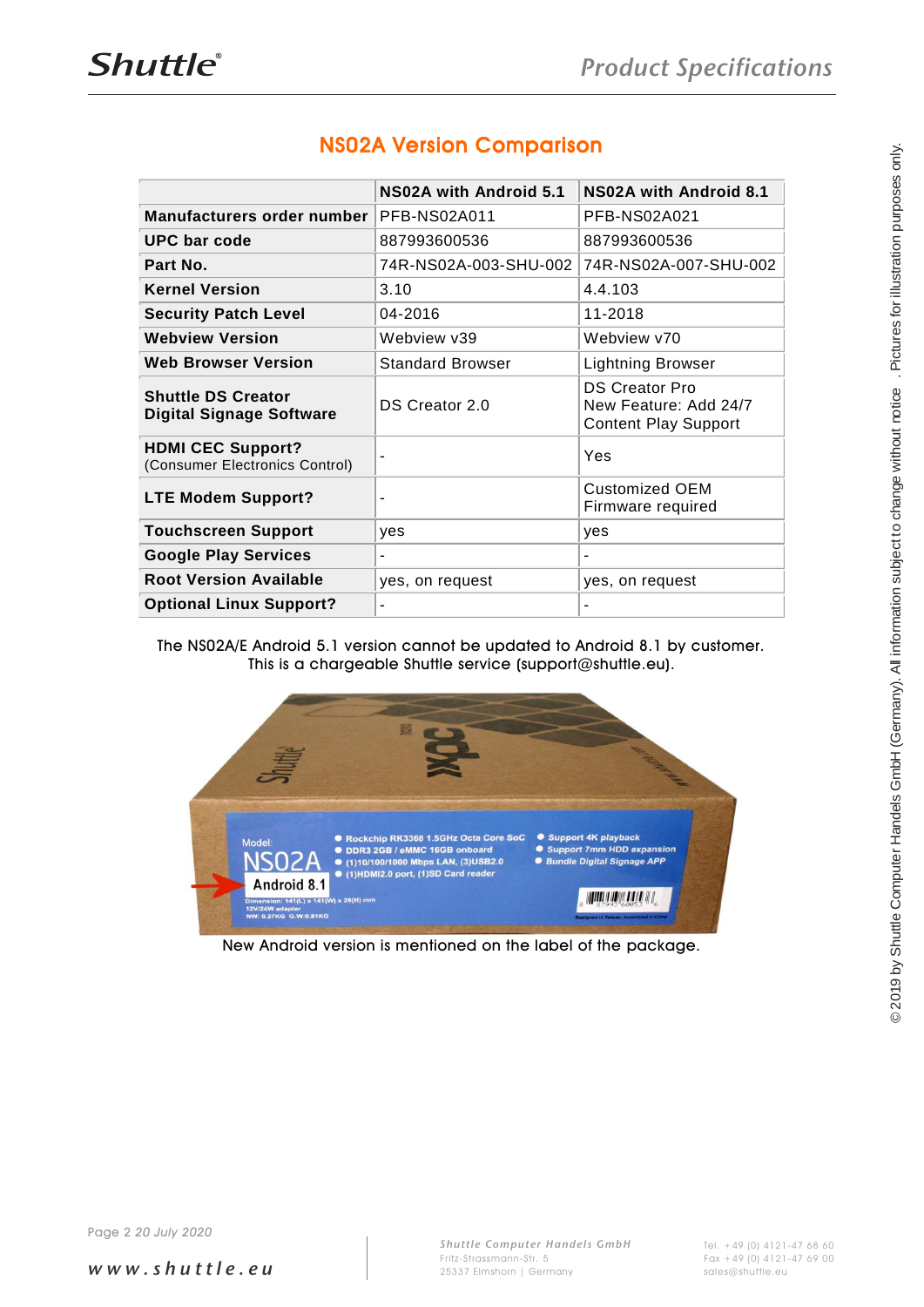## NS02A Version Comparison

| | NS02A with Android 5.1 | NS02A with Android 8.1 |
|---|---|---|
| **Manufacturers order number** | PFB-NS02A011 | PFB-NS02A021 |
| **UPC bar code** | 887993600536 | 887993600536 |
| **Part No.** | 74R-NS02A-003-SHU-002 | 74R-NS02A-007-SHU-002 |
| **Kernel Version** | 3.10 | 4.4.103 |
| **Security Patch Level** | 04-2016 | 11-2018 |
| **Webview Version** | Webview v39 | Webview v70 |
| **Web Browser Version** | Standard Browser | Lightning Browser |
| **Shuttle DS Creator Digital Signage Software** | DS Creator 2.0 | DS Creator Pro New Feature: Add 24/7 Content Play Support |
| **HDMI CEC Support?** (Consumer Electronics Control) | - | Yes |
| **LTE Modem Support?** | - | Customized OEM Firmware required |
| **Touchscreen Support** | yes | yes |
| **Google Play Services** | - | - |
| **Root Version Available** | yes, on request | yes, on request |
| **Optional Linux Support?** | - | - |

The NS02A/E Android 5.1 version cannot be updated to Android 8.1 by customer. This is a chargeable Shuttle service (support@shuttle.eu).

New Android version is mentioned on the label of the package.

© 2019 by Shuttle Computer Handels GmbH (Germany). All information subject to change without notice. Pictures for illustration purposes only.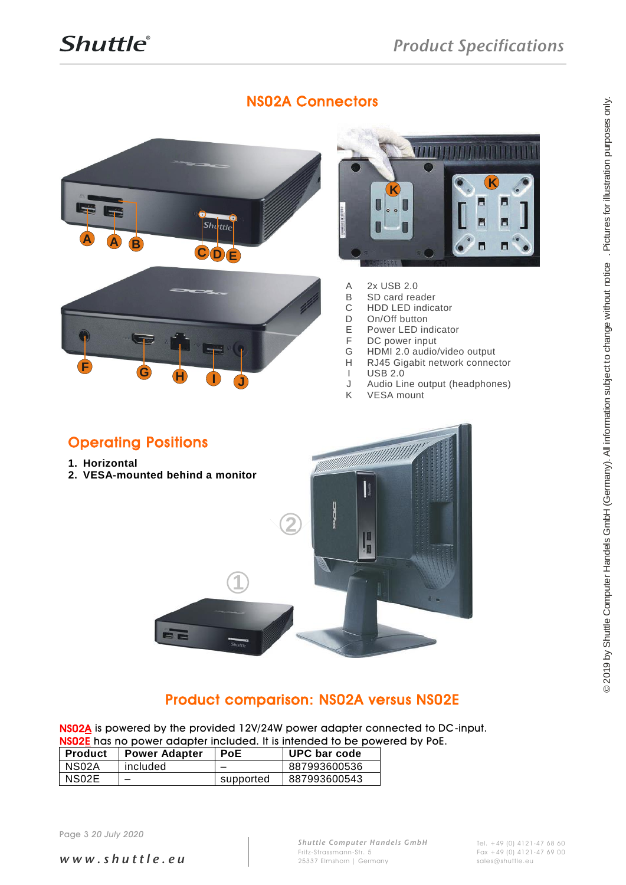## NS02A Connectors

A 2x USB 2.0
B SD card reader
C HDD LED indicator
D On/Off button
E Power LED indicator
F DC power input
G HDMI 2.0 audio/video output
H RJ45 Gigabit network connector
I USB 2.0
J Audio Line output (headphones)
K VESA mount

## Operating Positions

1. **Horizontal**
2. **VESA-mounted behind a monitor**

## Product comparison: NS02A versus NS02E

NS02A is powered by the provided 12V/24W power adapter connected to DC-input.
NS02E has no power adapter included. It is intended to be powered by PoE.

| Product | Power Adapter | PoE | UPC bar code |
|---|---|---|---|
| NS02A | included | – | 887993600536 |
| NS02E | – | supported | 887993600543 |

© 2019 by Shuttle Computer Handels GmbH (Germany). All information subject to change without notice . Pictures for illustration purposes only.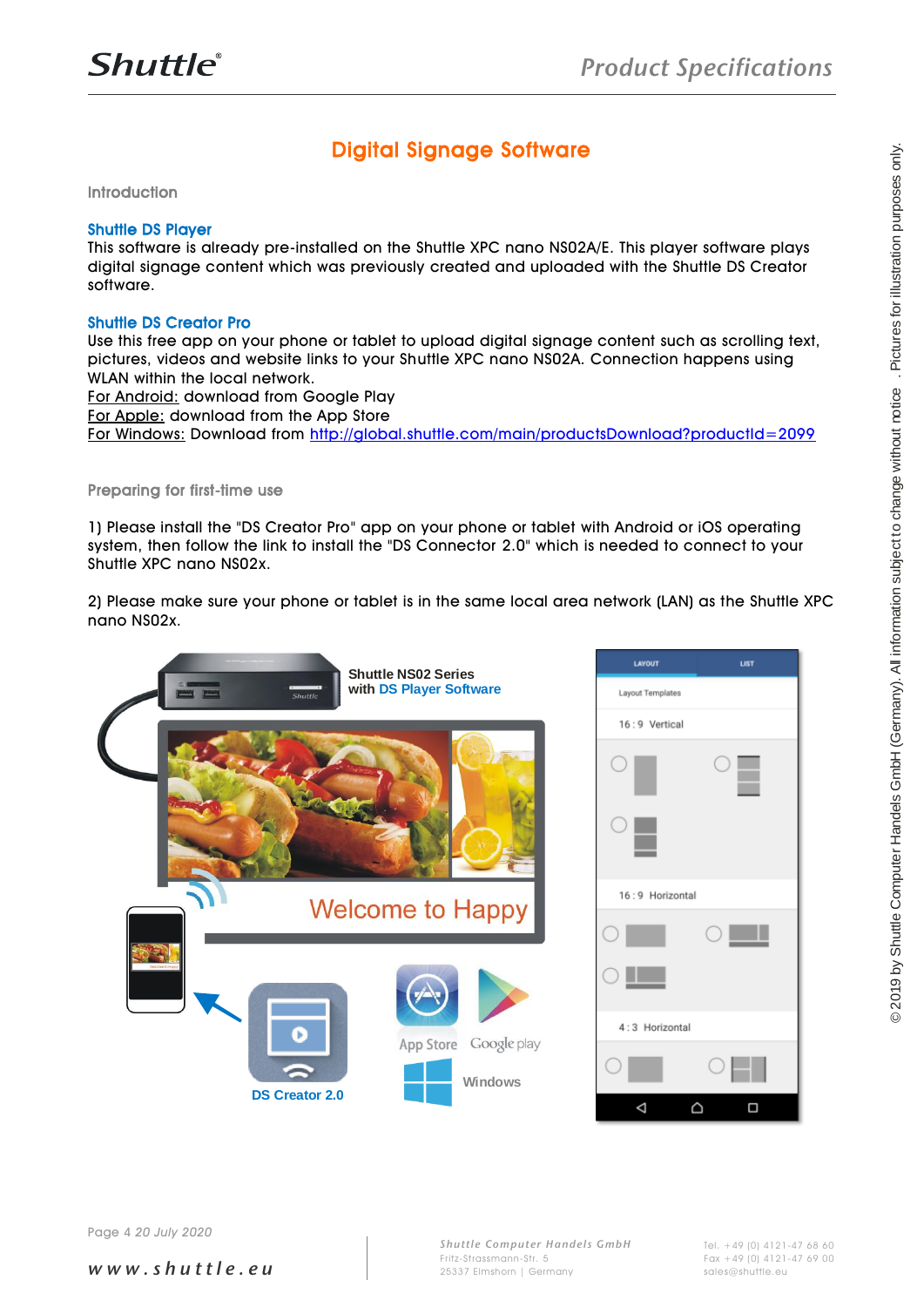# Digital Signage Software

## Introduction

### Shuttle DS Player

This software is already pre-installed on the Shuttle XPC nano NS02A/E. This player software plays digital signage content which was previously created and uploaded with the Shuttle DS Creator software.

### Shuttle DS Creator Pro

Use this free app on your phone or tablet to upload digital signage content such as scrolling text, pictures, videos and website links to your Shuttle XPC nano NS02A. Connection happens using WLAN within the local network.

For Android: download from Google Play
For Apple: download from the App Store
For Windows: Download from http://global.shuttle.com/main/productsDownload?productId=2099

## Preparing for first-time use

1) Please install the "DS Creator Pro" app on your phone or tablet with Android or iOS operating system, then follow the link to install the "DS Connector 2.0" which is needed to connect to your Shuttle XPC nano NS02x.

2) Please make sure your phone or tablet is in the same local area network (LAN) as the Shuttle XPC nano NS02x.

Shuttle NS02 Series with DS Player Software

Welcome to Happy

DS Creator 2.0

App Store Google play Windows

LAYOUT LIST

Layout Templates

16 : 9 Vertical

16 : 9 Horizontal

4 : 3 Horizontal

© 2019 by Shuttle Computer Handels GmbH (Germany). All information subject to change without notice . Pictures for illustration purposes only.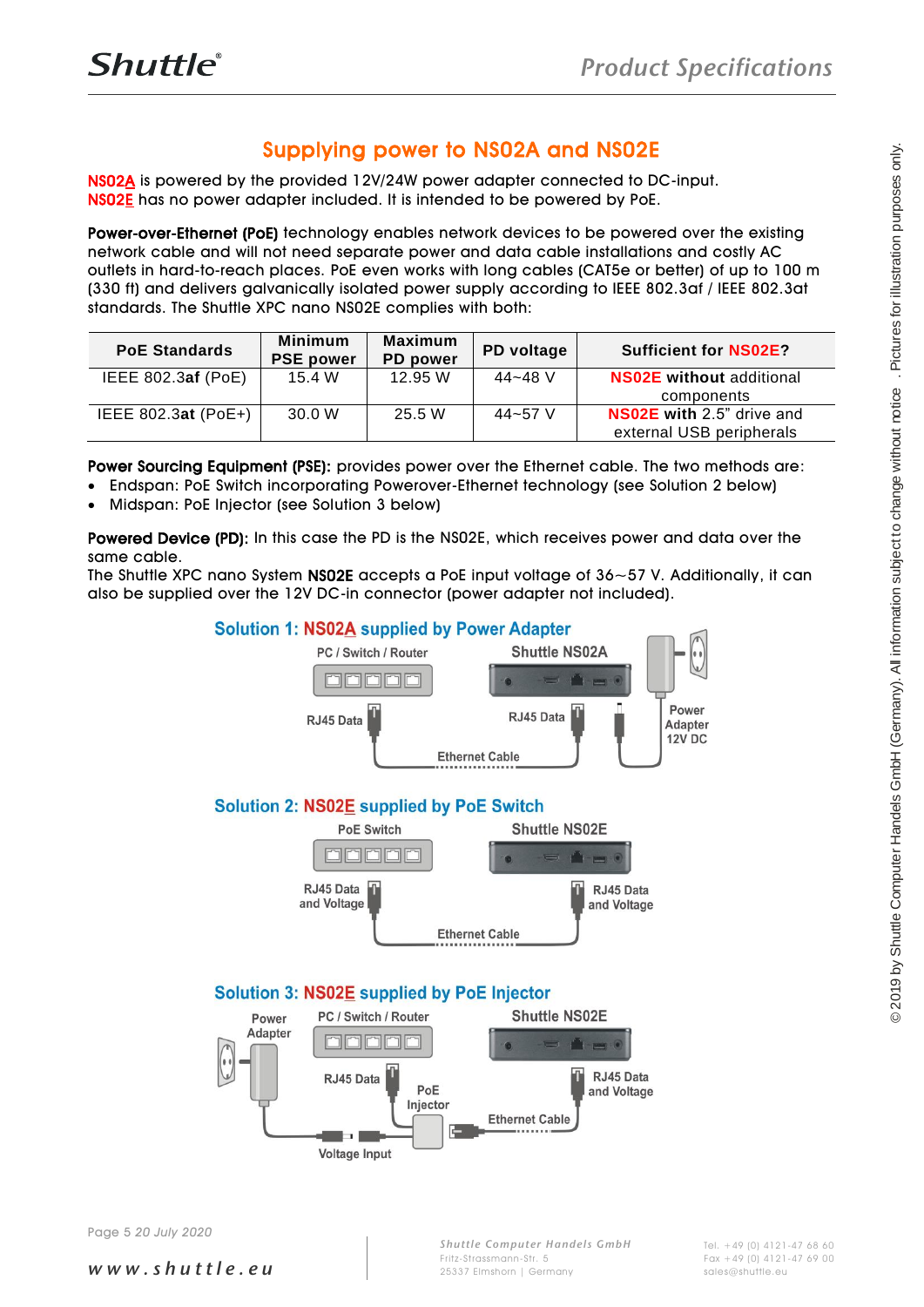# Supplying power to NS02A and NS02E

NS02A is powered by the provided 12V/24W power adapter connected to DC-input.
NS02E has no power adapter included. It is intended to be powered by PoE.

**Power-over-Ethernet (PoE)** technology enables network devices to be powered over the existing network cable and will not need separate power and data cable installations and costly AC outlets in hard-to-reach places. PoE even works with long cables (CAT5e or better) of up to 100 m (330 ft) and delivers galvanically isolated power supply according to IEEE 802.3af / IEEE 802.3at standards. The Shuttle XPC nano NS02E complies with both:

| PoE Standards | Minimum PSE power | Maximum PD power | PD voltage | Sufficient for NS02E? |
|---|---|---|---|---|
| IEEE 802.3**af** (PoE) | 15.4 W | 12.95 W | 44~48 V | **NS02E without** additional components |
| IEEE 802.3**at** (PoE+) | 30.0 W | 25.5 W | 44~57 V | **NS02E with** 2.5" drive and external USB peripherals |

**Power Sourcing Equipment (PSE):** provides power over the Ethernet cable. The two methods are:

- Endspan: PoE Switch incorporating Powerover-Ethernet technology (see Solution 2 below)
- Midspan: PoE Injector (see Solution 3 below)

**Powered Device (PD):** In this case the PD is the NS02E, which receives power and data over the same cable.
The Shuttle XPC nano System **NS02E** accepts a PoE input voltage of 36~57 V. Additionally, it can also be supplied over the 12V DC-in connector (power adapter not included).

## Solution 1: NS02A supplied by Power Adapter

PC / Switch / Router — Shuttle NS02A — RJ45 Data — RJ45 Data — Ethernet Cable — Power Adapter 12V DC

## Solution 2: NS02E supplied by PoE Switch

PoE Switch — Shuttle NS02E — RJ45 Data and Voltage — RJ45 Data and Voltage — Ethernet Cable

## Solution 3: NS02E supplied by PoE Injector

Power Adapter — PC / Switch / Router — Shuttle NS02E — RJ45 Data — PoE Injector — RJ45 Data and Voltage — Ethernet Cable — Voltage Input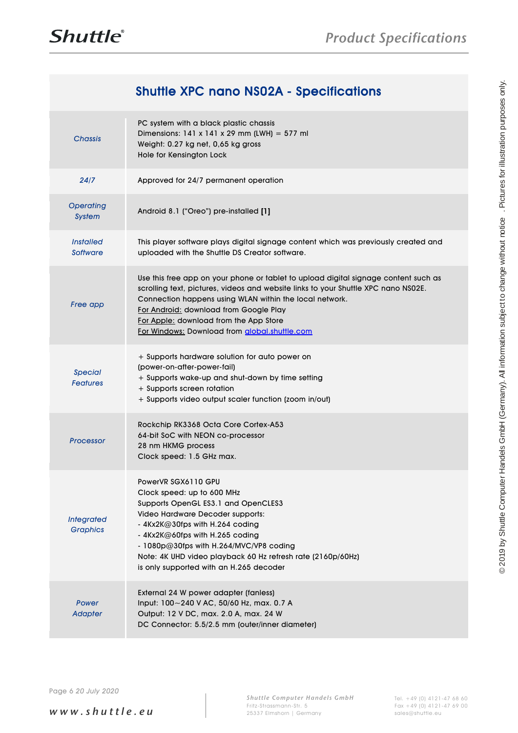## Shuttle XPC nano NS02A - Specifications

| | |
|---|---|
| *Chassis* | PC system with a black plastic chassis<br>Dimensions: 141 x 141 x 29 mm (LWH) = 577 ml<br>Weight: 0.27 kg net, 0,65 kg gross<br>Hole for Kensington Lock |
| *24/7* | Approved for 24/7 permanent operation |
| *Operating System* | Android 8.1 ("Oreo") pre-installed **[1]** |
| *Installed Software* | This player software plays digital signage content which was previously created and uploaded with the Shuttle DS Creator software. |
| *Free app* | Use this free app on your phone or tablet to upload digital signage content such as scrolling text, pictures, videos and website links to your Shuttle XPC nano NS02E. Connection happens using WLAN within the local network.<br>For Android: download from Google Play<br>For Apple: download from the App Store<br>For Windows: Download from global.shuttle.com |
| *Special Features* | + Supports hardware solution for auto power on (power-on-after-power-fail)<br>+ Supports wake-up and shut-down by time setting<br>+ Supports screen rotation<br>+ Supports video output scaler function (zoom in/out) |
| *Processor* | Rockchip RK3368 Octa Core Cortex-A53<br>64-bit SoC with NEON co-processor<br>28 nm HKMG process<br>Clock speed: 1.5 GHz max. |
| *Integrated Graphics* | PowerVR SGX6110 GPU<br>Clock speed: up to 600 MHz<br>Supports OpenGL ES3.1 and OpenCLES3<br>Video Hardware Decoder supports:<br>- 4Kx2K@30fps with H.264 coding<br>- 4Kx2K@60fps with H.265 coding<br>- 1080p@30fps with H.264/MVC/VP8 coding<br>Note: 4K UHD video playback 60 Hz refresh rate (2160p/60Hz) is only supported with an H.265 decoder |
| *Power Adapter* | External 24 W power adapter (fanless)<br>Input: 100~240 V AC, 50/60 Hz, max. 0.7 A<br>Output: 12 V DC, max. 2.0 A, max. 24 W<br>DC Connector: 5.5/2.5 mm (outer/inner diameter) |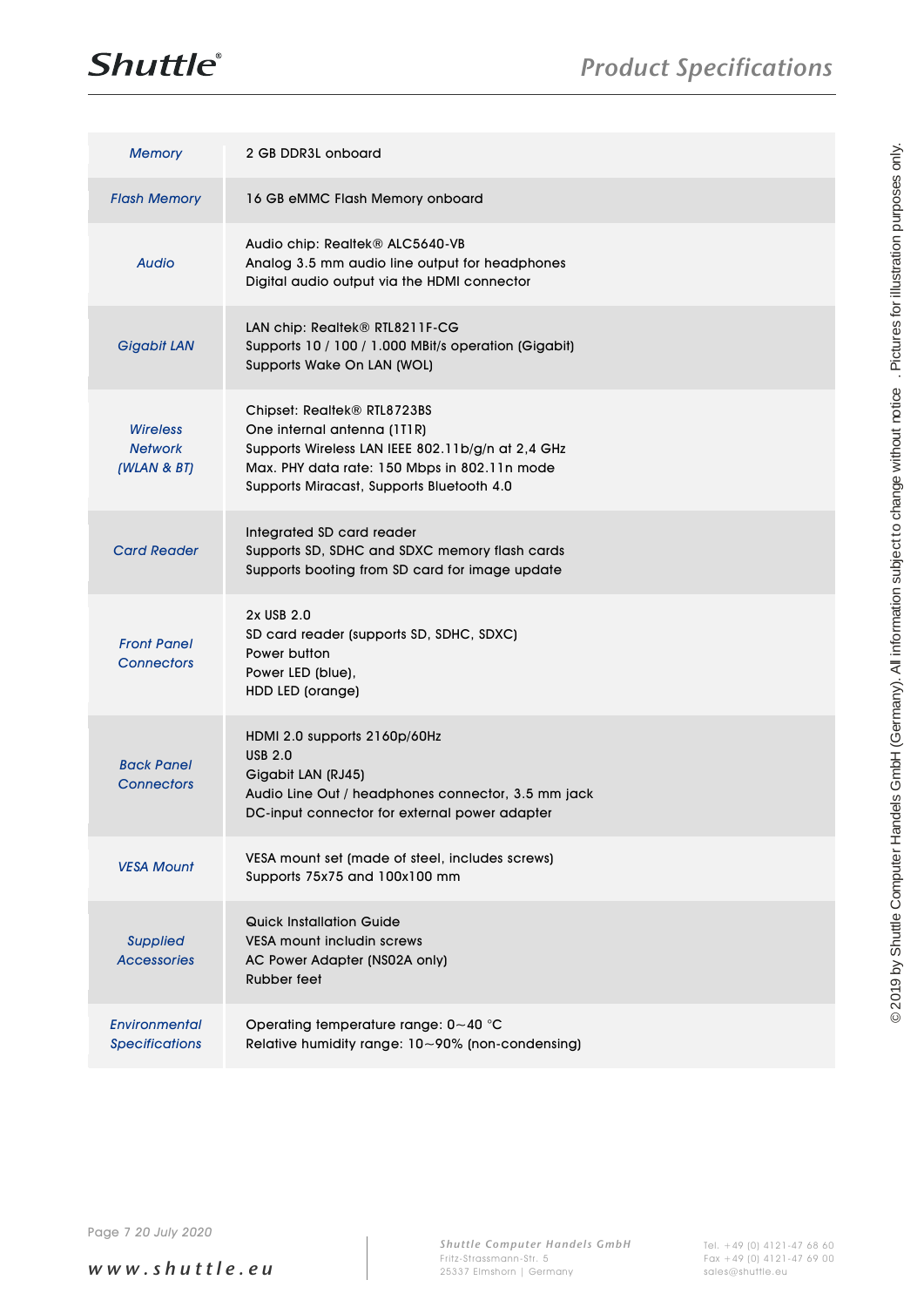| | |
|---|---|
| *Memory* | 2 GB DDR3L onboard |
| *Flash Memory* | 16 GB eMMC Flash Memory onboard |
| *Audio* | Audio chip: Realtek® ALC5640-VB<br>Analog 3.5 mm audio line output for headphones<br>Digital audio output via the HDMI connector |
| *Gigabit LAN* | LAN chip: Realtek® RTL8211F-CG<br>Supports 10 / 100 / 1.000 MBit/s operation (Gigabit)<br>Supports Wake On LAN (WOL) |
| *Wireless Network (WLAN & BT)* | Chipset: Realtek® RTL8723BS<br>One internal antenna (1T1R)<br>Supports Wireless LAN IEEE 802.11b/g/n at 2,4 GHz<br>Max. PHY data rate: 150 Mbps in 802.11n mode<br>Supports Miracast, Supports Bluetooth 4.0 |
| *Card Reader* | Integrated SD card reader<br>Supports SD, SDHC and SDXC memory flash cards<br>Supports booting from SD card for image update |
| *Front Panel Connectors* | 2x USB 2.0<br>SD card reader (supports SD, SDHC, SDXC)<br>Power button<br>Power LED (blue),<br>HDD LED (orange) |
| *Back Panel Connectors* | HDMI 2.0 supports 2160p/60Hz<br>USB 2.0<br>Gigabit LAN (RJ45)<br>Audio Line Out / headphones connector, 3.5 mm jack<br>DC-input connector for external power adapter |
| *VESA Mount* | VESA mount set (made of steel, includes screws)<br>Supports 75x75 and 100x100 mm |
| *Supplied Accessories* | Quick Installation Guide<br>VESA mount includin screws<br>AC Power Adapter (NS02A only)<br>Rubber feet |
| *Environmental Specifications* | Operating temperature range: 0~40 °C<br>Relative humidity range: 10~90% (non-condensing) |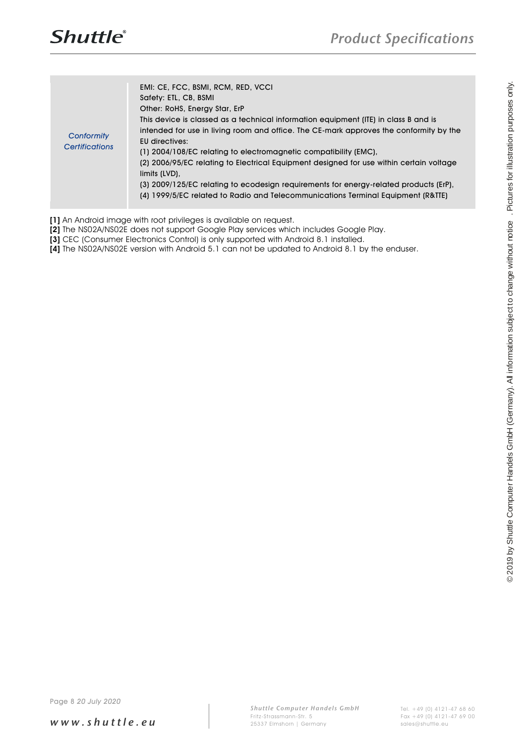| | |
|---|---|
| *Conformity Certifications* | EMI: CE, FCC, BSMI, RCM, RED, VCCI<br>Safety: ETL, CB, BSMI<br>Other: RoHS, Energy Star, ErP<br>This device is classed as a technical information equipment (ITE) in class B and is intended for use in living room and office. The CE-mark approves the conformity by the EU directives:<br>(1) 2004/108/EC relating to electromagnetic compatibility (EMC),<br>(2) 2006/95/EC relating to Electrical Equipment designed for use within certain voltage limits (LVD),<br>(3) 2009/125/EC relating to ecodesign requirements for energy-related products (ErP),<br>(4) 1999/5/EC related to Radio and Telecommunications Terminal Equipment (R&TTE) |

**[1]** An Android image with root privileges is available on request.
**[2]** The NS02A/NS02E does not support Google Play services which includes Google Play.
**[3]** CEC (Consumer Electronics Control) is only supported with Android 8.1 installed.
**[4]** The NS02A/NS02E version with Android 5.1 can not be updated to Android 8.1 by the enduser.

© 2019 by Shuttle Computer Handels GmbH (Germany). All information subject to change without notice . Pictures for illustration purposes only.

Page 8 *20 July 2020*

*www.shuttle.eu*

*Shuttle Computer Handels GmbH*
Fritz-Strassmann-Str. 5
25337 Elmshorn | Germany

Tel. +49 (0) 4121-47 68 60
Fax +49 (0) 4121-47 69 00
sales@shuttle.eu